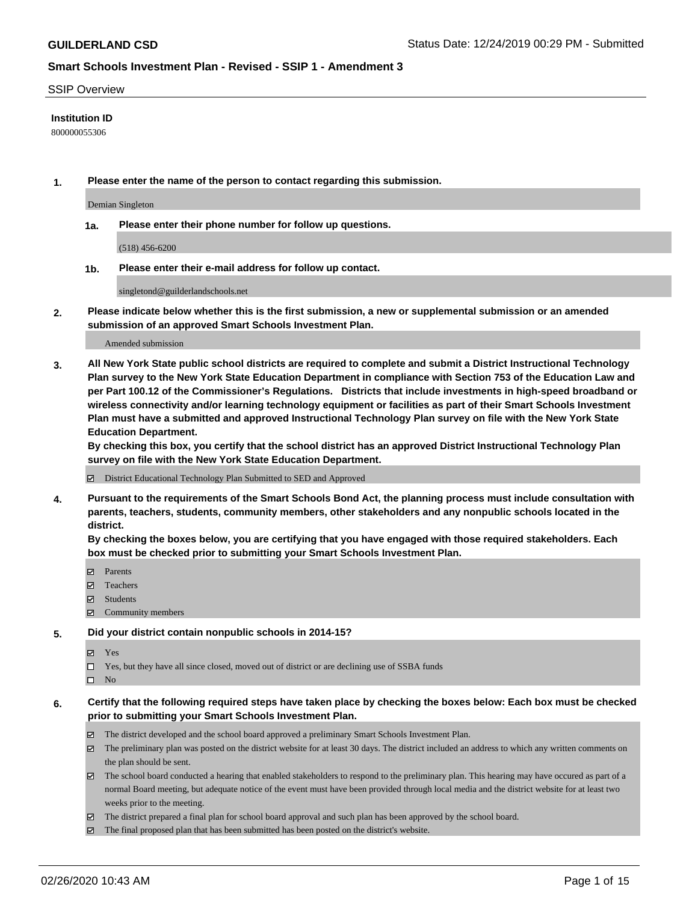**GUILDERLAND CSD** Status Date: 12/24/2019 00:29 PM - Submitted

**Smart Schools Investment Plan - Revised - SSIP 1 - Amendment 3**

SSIP Overview

**Institution ID**

800000055306

**1. Please enter the name of the person to contact regarding this submission.**

Demian Singleton

**1a. Please enter their phone number for follow up questions.**

(518) 456-6200

**1b. Please enter their e-mail address for follow up contact.**

singletond@guilderlandschools.net

**2. Please indicate below whether this is the first submission, a new or supplemental submission or an amended submission of an approved Smart Schools Investment Plan.**

Amended submission

**3. All New York State public school districts are required to complete and submit a District Instructional Technology Plan survey to the New York State Education Department in compliance with Section 753 of the Education Law and per Part 100.12 of the Commissioner's Regulations. Districts that include investments in high-speed broadband or wireless connectivity and/or learning technology equipment or facilities as part of their Smart Schools Investment Plan must have a submitted and approved Instructional Technology Plan survey on file with the New York State Education Department.**
**By checking this box, you certify that the school district has an approved District Instructional Technology Plan survey on file with the New York State Education Department.**

☑ District Educational Technology Plan Submitted to SED and Approved

**4. Pursuant to the requirements of the Smart Schools Bond Act, the planning process must include consultation with parents, teachers, students, community members, other stakeholders and any nonpublic schools located in the district.**
**By checking the boxes below, you are certifying that you have engaged with those required stakeholders. Each box must be checked prior to submitting your Smart Schools Investment Plan.**

☑ Parents
☑ Teachers
☑ Students
☑ Community members

**5. Did your district contain nonpublic schools in 2014-15?**

☑ Yes
☐ Yes, but they have all since closed, moved out of district or are declining use of SSBA funds
☐ No

**6. Certify that the following required steps have taken place by checking the boxes below: Each box must be checked prior to submitting your Smart Schools Investment Plan.**

☑ The district developed and the school board approved a preliminary Smart Schools Investment Plan.
☑ The preliminary plan was posted on the district website for at least 30 days. The district included an address to which any written comments on the plan should be sent.
☑ The school board conducted a hearing that enabled stakeholders to respond to the preliminary plan. This hearing may have occured as part of a normal Board meeting, but adequate notice of the event must have been provided through local media and the district website for at least two weeks prior to the meeting.
☑ The district prepared a final plan for school board approval and such plan has been approved by the school board.
☑ The final proposed plan that has been submitted has been posted on the district's website.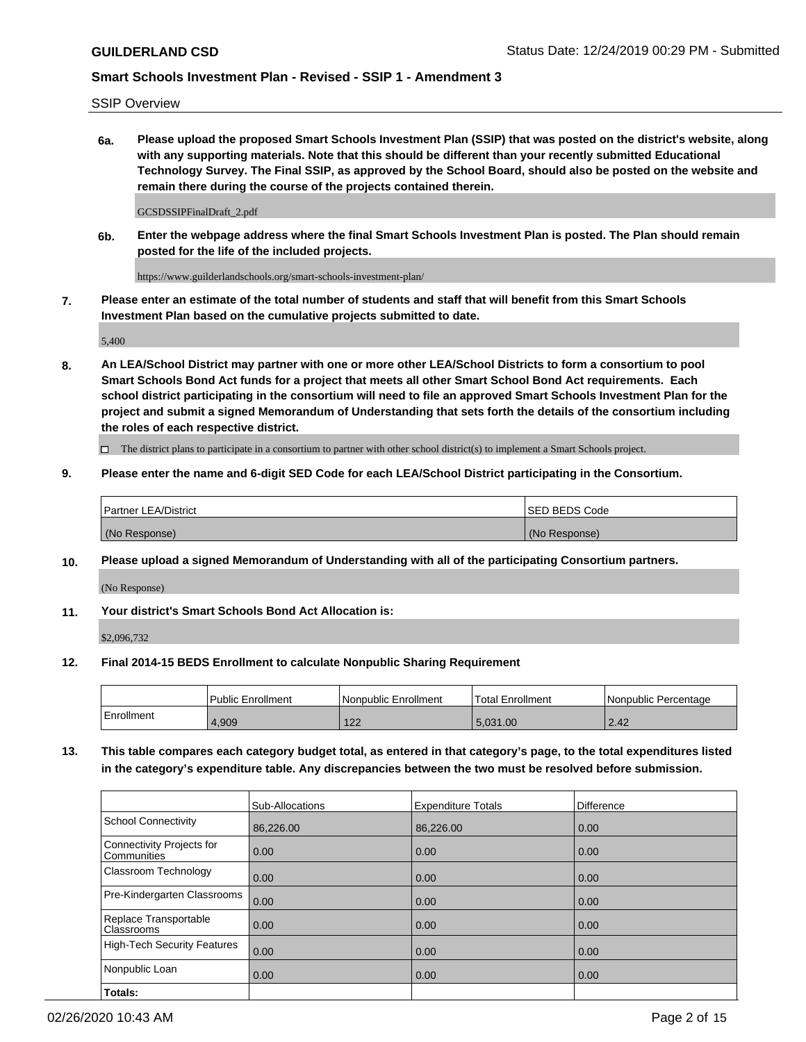SSIP Overview

**6a. Please upload the proposed Smart Schools Investment Plan (SSIP) that was posted on the district's website, along with any supporting materials. Note that this should be different than your recently submitted Educational Technology Survey. The Final SSIP, as approved by the School Board, should also be posted on the website and remain there during the course of the projects contained therein.**

GCSDSSIPFinalDraft_2.pdf

**6b. Enter the webpage address where the final Smart Schools Investment Plan is posted. The Plan should remain posted for the life of the included projects.**

https://www.guilderlandschools.org/smart-schools-investment-plan/

**7. Please enter an estimate of the total number of students and staff that will benefit from this Smart Schools Investment Plan based on the cumulative projects submitted to date.**

5,400

**8. An LEA/School District may partner with one or more other LEA/School Districts to form a consortium to pool Smart Schools Bond Act funds for a project that meets all other Smart School Bond Act requirements. Each school district participating in the consortium will need to file an approved Smart Schools Investment Plan for the project and submit a signed Memorandum of Understanding that sets forth the details of the consortium including the roles of each respective district.**

☐ The district plans to participate in a consortium to partner with other school district(s) to implement a Smart Schools project.

**9. Please enter the name and 6-digit SED Code for each LEA/School District participating in the Consortium.**

| Partner LEA/District | SED BEDS Code |
|---|---|
| (No Response) | (No Response) |

**10. Please upload a signed Memorandum of Understanding with all of the participating Consortium partners.**

(No Response)

**11. Your district's Smart Schools Bond Act Allocation is:**

$2,096,732

**12. Final 2014-15 BEDS Enrollment to calculate Nonpublic Sharing Requirement**

| | Public Enrollment | Nonpublic Enrollment | Total Enrollment | Nonpublic Percentage |
|---|---|---|---|---|
| Enrollment | 4,909 | 122 | 5,031.00 | 2.42 |

**13. This table compares each category budget total, as entered in that category's page, to the total expenditures listed in the category's expenditure table. Any discrepancies between the two must be resolved before submission.**

| | Sub-Allocations | Expenditure Totals | Difference |
|---|---|---|---|
| School Connectivity | 86,226.00 | 86,226.00 | 0.00 |
| Connectivity Projects for Communities | 0.00 | 0.00 | 0.00 |
| Classroom Technology | 0.00 | 0.00 | 0.00 |
| Pre-Kindergarten Classrooms | 0.00 | 0.00 | 0.00 |
| Replace Transportable Classrooms | 0.00 | 0.00 | 0.00 |
| High-Tech Security Features | 0.00 | 0.00 | 0.00 |
| Nonpublic Loan | 0.00 | 0.00 | 0.00 |
| **Totals:** | | | |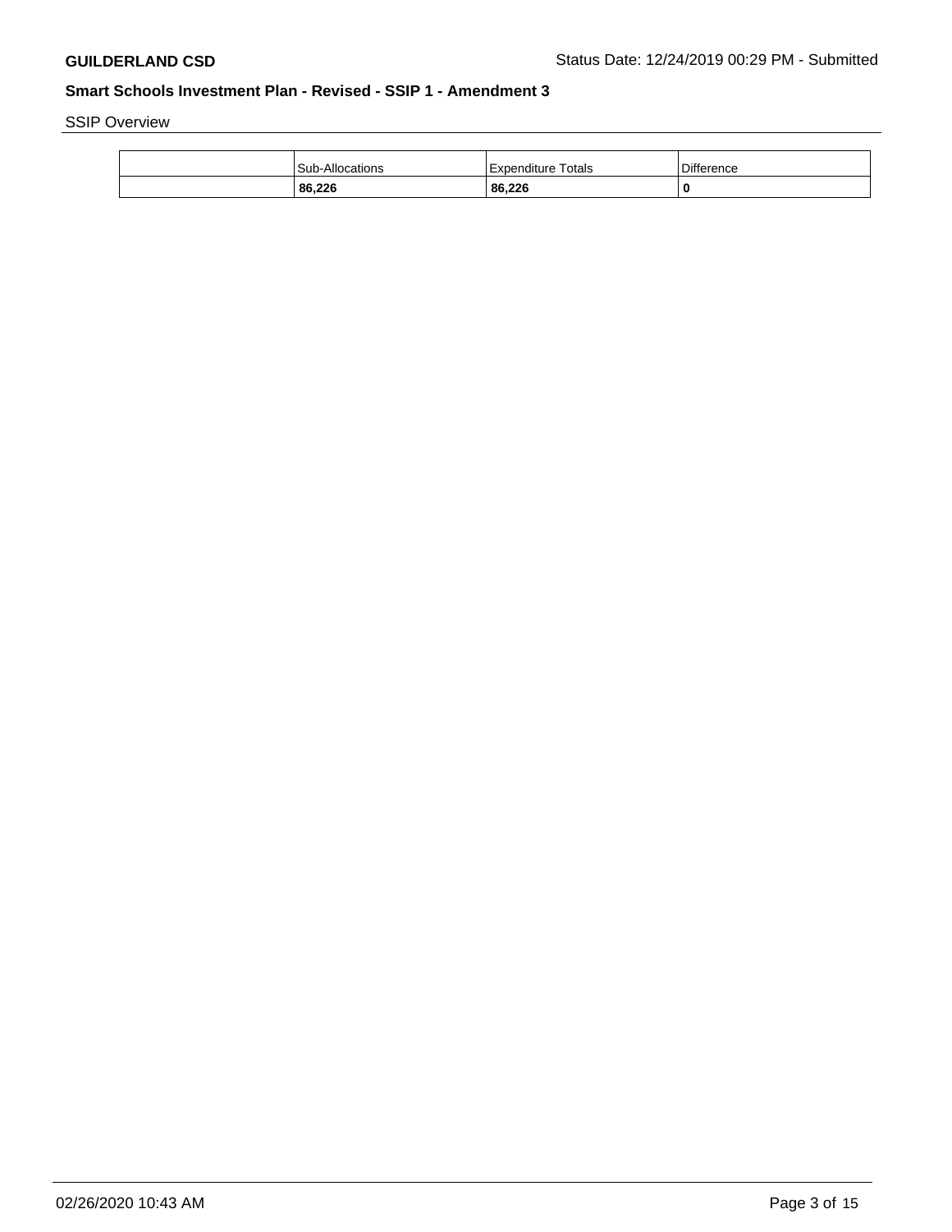SSIP Overview

| | Sub-Allocations | Expenditure Totals | Difference |
|---|---|---|---|
| | **86,226** | **86,226** | **0** |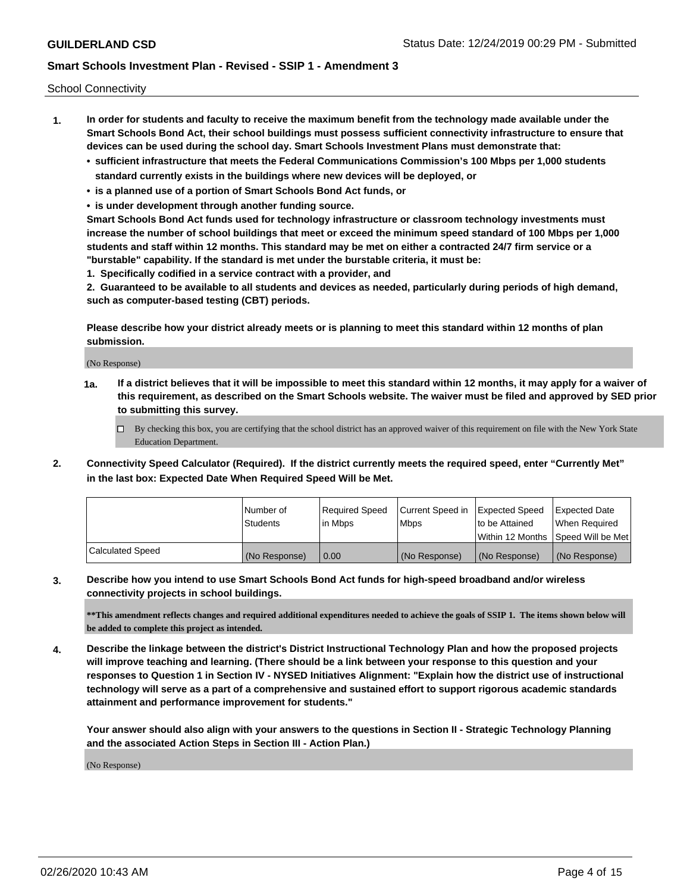School Connectivity

1. **In order for students and faculty to receive the maximum benefit from the technology made available under the Smart Schools Bond Act, their school buildings must possess sufficient connectivity infrastructure to ensure that devices can be used during the school day. Smart Schools Investment Plans must demonstrate that:**
   - **sufficient infrastructure that meets the Federal Communications Commission's 100 Mbps per 1,000 students standard currently exists in the buildings where new devices will be deployed, or**
   - **is a planned use of a portion of Smart Schools Bond Act funds, or**
   - **is under development through another funding source.**

   **Smart Schools Bond Act funds used for technology infrastructure or classroom technology investments must increase the number of school buildings that meet or exceed the minimum speed standard of 100 Mbps per 1,000 students and staff within 12 months. This standard may be met on either a contracted 24/7 firm service or a "burstable" capability. If the standard is met under the burstable criteria, it must be:**

   **1. Specifically codified in a service contract with a provider, and**

   **2. Guaranteed to be available to all students and devices as needed, particularly during periods of high demand, such as computer-based testing (CBT) periods.**

   **Please describe how your district already meets or is planning to meet this standard within 12 months of plan submission.**

   (No Response)

   **1a. If a district believes that it will be impossible to meet this standard within 12 months, it may apply for a waiver of this requirement, as described on the Smart Schools website. The waiver must be filed and approved by SED prior to submitting this survey.**

   ☐ By checking this box, you are certifying that the school district has an approved waiver of this requirement on file with the New York State Education Department.

2. **Connectivity Speed Calculator (Required). If the district currently meets the required speed, enter "Currently Met" in the last box: Expected Date When Required Speed Will be Met.**

| | Number of Students | Required Speed in Mbps | Current Speed in Mbps | Expected Speed to be Attained Within 12 Months | Expected Date When Required Speed Will be Met |
|---|---|---|---|---|---|
| Calculated Speed | (No Response) | 0.00 | (No Response) | (No Response) | (No Response) |

3. **Describe how you intend to use Smart Schools Bond Act funds for high-speed broadband and/or wireless connectivity projects in school buildings.**

   **\*\*This amendment reflects changes and required additional expenditures needed to achieve the goals of SSIP 1. The items shown below will be added to complete this project as intended.**

4. **Describe the linkage between the district's District Instructional Technology Plan and how the proposed projects will improve teaching and learning. (There should be a link between your response to this question and your responses to Question 1 in Section IV - NYSED Initiatives Alignment: "Explain how the district use of instructional technology will serve as a part of a comprehensive and sustained effort to support rigorous academic standards attainment and performance improvement for students."**

   **Your answer should also align with your answers to the questions in Section II - Strategic Technology Planning and the associated Action Steps in Section III - Action Plan.)**

   (No Response)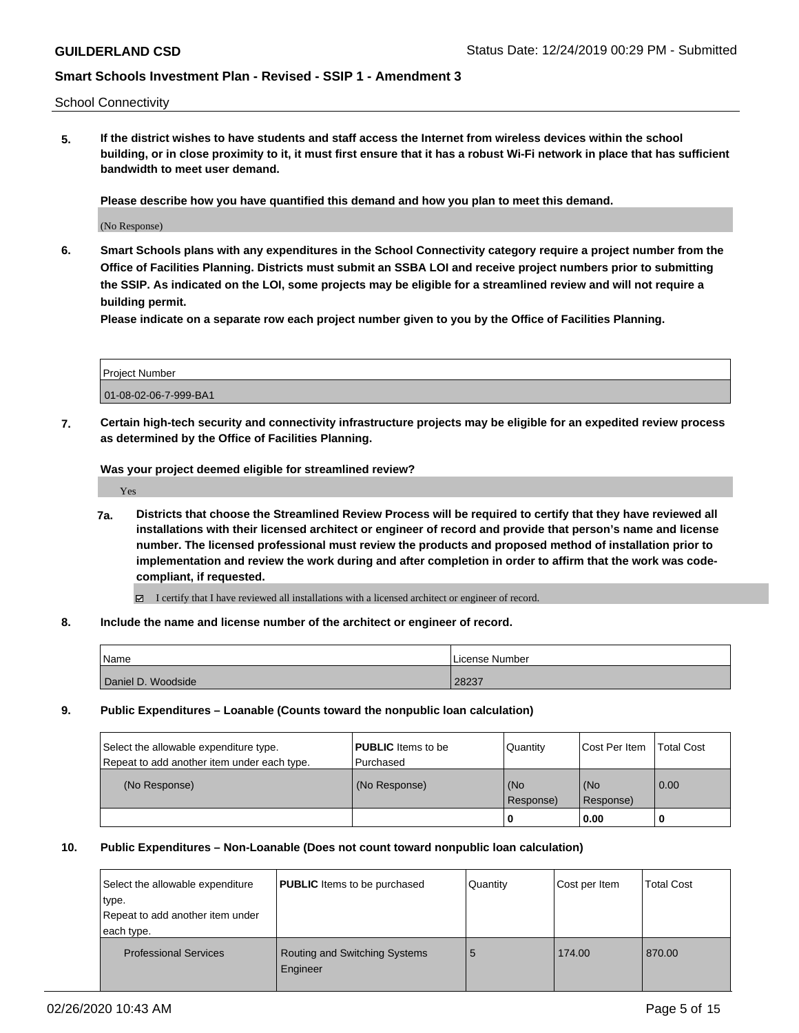School Connectivity

**5. If the district wishes to have students and staff access the Internet from wireless devices within the school building, or in close proximity to it, it must first ensure that it has a robust Wi-Fi network in place that has sufficient bandwidth to meet user demand.**

**Please describe how you have quantified this demand and how you plan to meet this demand.**

(No Response)

**6. Smart Schools plans with any expenditures in the School Connectivity category require a project number from the Office of Facilities Planning. Districts must submit an SSBA LOI and receive project numbers prior to submitting the SSIP. As indicated on the LOI, some projects may be eligible for a streamlined review and will not require a building permit.**

**Please indicate on a separate row each project number given to you by the Office of Facilities Planning.**

| Project Number |
| --- |
| 01-08-02-06-7-999-BA1 |

**7. Certain high-tech security and connectivity infrastructure projects may be eligible for an expedited review process as determined by the Office of Facilities Planning.**

**Was your project deemed eligible for streamlined review?**

Yes

**7a. Districts that choose the Streamlined Review Process will be required to certify that they have reviewed all installations with their licensed architect or engineer of record and provide that person's name and license number. The licensed professional must review the products and proposed method of installation prior to implementation and review the work during and after completion in order to affirm that the work was code-compliant, if requested.**

☑ I certify that I have reviewed all installations with a licensed architect or engineer of record.

**8. Include the name and license number of the architect or engineer of record.**

| Name | License Number |
| --- | --- |
| Daniel D. Woodside | 28237 |

**9. Public Expenditures – Loanable (Counts toward the nonpublic loan calculation)**

| Select the allowable expenditure type. Repeat to add another item under each type. | **PUBLIC** Items to be Purchased | Quantity | Cost Per Item | Total Cost |
| --- | --- | --- | --- | --- |
| (No Response) | (No Response) | (No Response) | (No Response) | 0.00 |
| | | **0** | **0.00** | **0** |

**10. Public Expenditures – Non-Loanable (Does not count toward nonpublic loan calculation)**

| Select the allowable expenditure type. Repeat to add another item under each type. | **PUBLIC** Items to be purchased | Quantity | Cost per Item | Total Cost |
| --- | --- | --- | --- | --- |
| Professional Services | Routing and Switching Systems Engineer | 5 | 174.00 | 870.00 |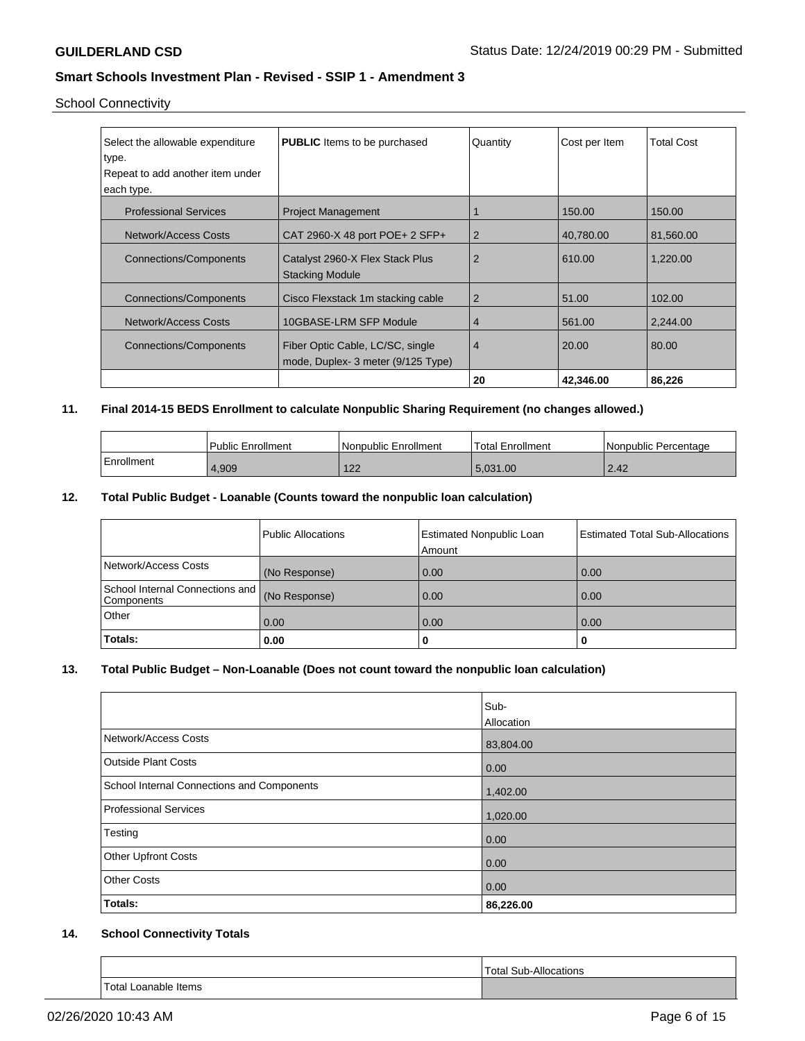School Connectivity

| Select the allowable expenditure type. Repeat to add another item under each type. | **PUBLIC** Items to be purchased | Quantity | Cost per Item | Total Cost |
|---|---|---|---|---|
| Professional Services | Project Management | 1 | 150.00 | 150.00 |
| Network/Access Costs | CAT 2960-X 48 port POE+ 2 SFP+ | 2 | 40,780.00 | 81,560.00 |
| Connections/Components | Catalyst 2960-X Flex Stack Plus Stacking Module | 2 | 610.00 | 1,220.00 |
| Connections/Components | Cisco Flexstack 1m stacking cable | 2 | 51.00 | 102.00 |
| Network/Access Costs | 10GBASE-LRM SFP Module | 4 | 561.00 | 2,244.00 |
| Connections/Components | Fiber Optic Cable, LC/SC, single mode, Duplex- 3 meter (9/125 Type) | 4 | 20.00 | 80.00 |
| | | **20** | **42,346.00** | **86,226** |

## 11. Final 2014-15 BEDS Enrollment to calculate Nonpublic Sharing Requirement (no changes allowed.)

| | Public Enrollment | Nonpublic Enrollment | Total Enrollment | Nonpublic Percentage |
|---|---|---|---|---|
| Enrollment | 4,909 | 122 | 5,031.00 | 2.42 |

## 12. Total Public Budget - Loanable (Counts toward the nonpublic loan calculation)

| | Public Allocations | Estimated Nonpublic Loan Amount | Estimated Total Sub-Allocations |
|---|---|---|---|
| Network/Access Costs | (No Response) | 0.00 | 0.00 |
| School Internal Connections and Components | (No Response) | 0.00 | 0.00 |
| Other | 0.00 | 0.00 | 0.00 |
| **Totals:** | **0.00** | **0** | **0** |

## 13. Total Public Budget – Non-Loanable (Does not count toward the nonpublic loan calculation)

| | Sub-Allocation |
|---|---|
| Network/Access Costs | 83,804.00 |
| Outside Plant Costs | 0.00 |
| School Internal Connections and Components | 1,402.00 |
| Professional Services | 1,020.00 |
| Testing | 0.00 |
| Other Upfront Costs | 0.00 |
| Other Costs | 0.00 |
| **Totals:** | **86,226.00** |

## 14. School Connectivity Totals

| | Total Sub-Allocations |
|---|---|
| Total Loanable Items | |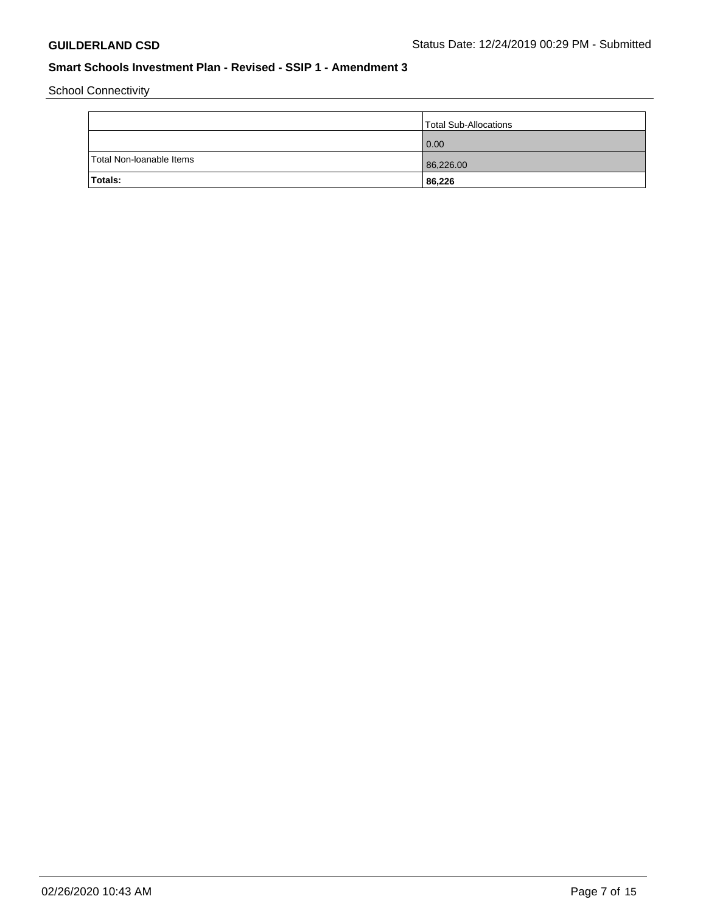School Connectivity

| | Total Sub-Allocations |
|---|---|
| | 0.00 |
| Total Non-loanable Items | 86,226.00 |
| **Totals:** | **86,226** |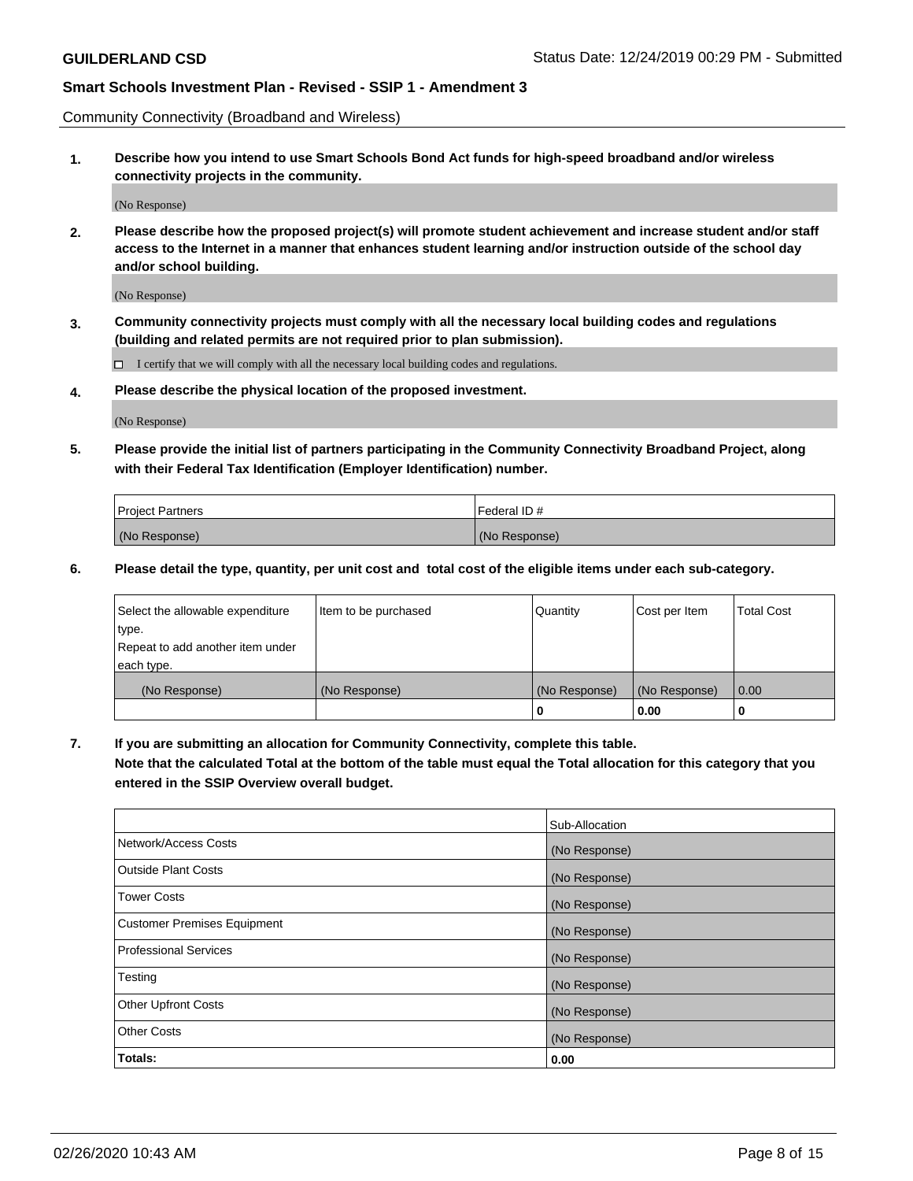Community Connectivity (Broadband and Wireless)

**1. Describe how you intend to use Smart Schools Bond Act funds for high-speed broadband and/or wireless connectivity projects in the community.**

(No Response)

**2. Please describe how the proposed project(s) will promote student achievement and increase student and/or staff access to the Internet in a manner that enhances student learning and/or instruction outside of the school day and/or school building.**

(No Response)

**3. Community connectivity projects must comply with all the necessary local building codes and regulations (building and related permits are not required prior to plan submission).**

☐ I certify that we will comply with all the necessary local building codes and regulations.

**4. Please describe the physical location of the proposed investment.**

(No Response)

**5. Please provide the initial list of partners participating in the Community Connectivity Broadband Project, along with their Federal Tax Identification (Employer Identification) number.**

| Project Partners | Federal ID # |
|---|---|
| (No Response) | (No Response) |

**6. Please detail the type, quantity, per unit cost and total cost of the eligible items under each sub-category.**

| Select the allowable expenditure type. Repeat to add another item under each type. | Item to be purchased | Quantity | Cost per Item | Total Cost |
|---|---|---|---|---|
| (No Response) | (No Response) | (No Response) | (No Response) | 0.00 |
| | | **0** | **0.00** | **0** |

**7. If you are submitting an allocation for Community Connectivity, complete this table. Note that the calculated Total at the bottom of the table must equal the Total allocation for this category that you entered in the SSIP Overview overall budget.**

| | Sub-Allocation |
|---|---|
| Network/Access Costs | (No Response) |
| Outside Plant Costs | (No Response) |
| Tower Costs | (No Response) |
| Customer Premises Equipment | (No Response) |
| Professional Services | (No Response) |
| Testing | (No Response) |
| Other Upfront Costs | (No Response) |
| Other Costs | (No Response) |
| **Totals:** | **0.00** |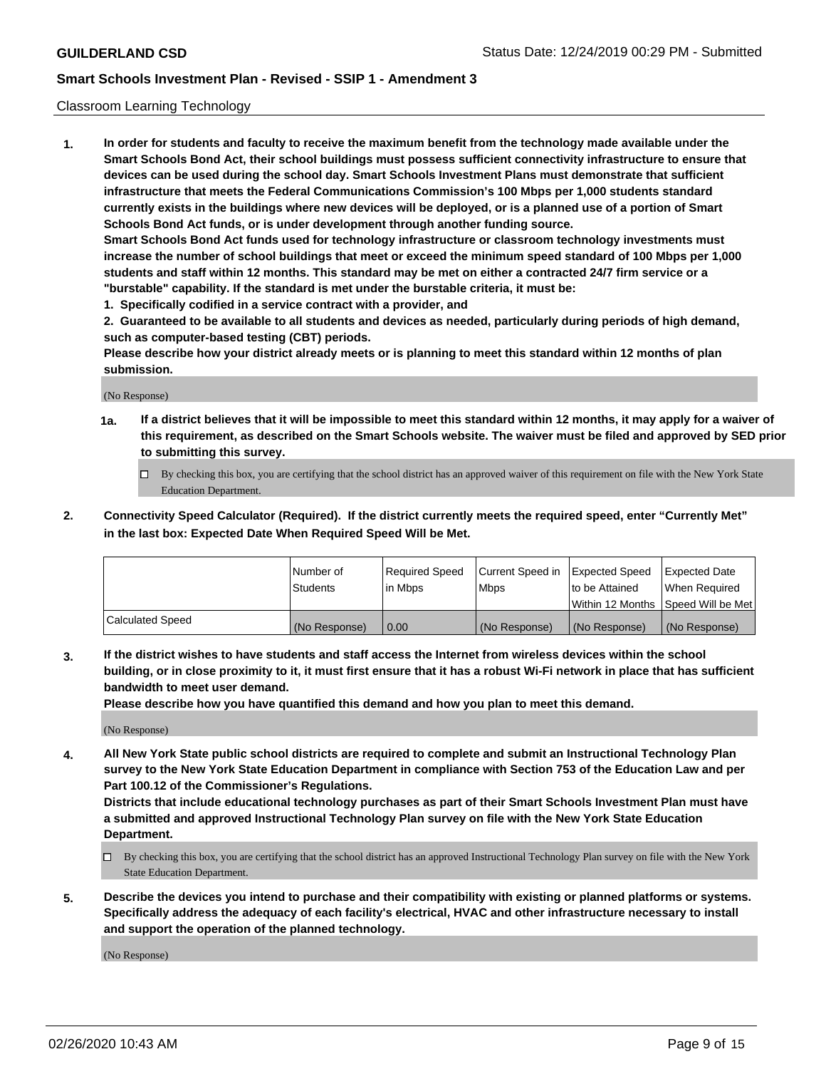Classroom Learning Technology

**1. In order for students and faculty to receive the maximum benefit from the technology made available under the Smart Schools Bond Act, their school buildings must possess sufficient connectivity infrastructure to ensure that devices can be used during the school day. Smart Schools Investment Plans must demonstrate that sufficient infrastructure that meets the Federal Communications Commission's 100 Mbps per 1,000 students standard currently exists in the buildings where new devices will be deployed, or is a planned use of a portion of Smart Schools Bond Act funds, or is under development through another funding source.**

**Smart Schools Bond Act funds used for technology infrastructure or classroom technology investments must increase the number of school buildings that meet or exceed the minimum speed standard of 100 Mbps per 1,000 students and staff within 12 months. This standard may be met on either a contracted 24/7 firm service or a "burstable" capability. If the standard is met under the burstable criteria, it must be:**

**1. Specifically codified in a service contract with a provider, and**

**2. Guaranteed to be available to all students and devices as needed, particularly during periods of high demand, such as computer-based testing (CBT) periods.**

**Please describe how your district already meets or is planning to meet this standard within 12 months of plan submission.**

(No Response)

**1a. If a district believes that it will be impossible to meet this standard within 12 months, it may apply for a waiver of this requirement, as described on the Smart Schools website. The waiver must be filed and approved by SED prior to submitting this survey.**

- ☐ By checking this box, you are certifying that the school district has an approved waiver of this requirement on file with the New York State Education Department.

**2. Connectivity Speed Calculator (Required). If the district currently meets the required speed, enter "Currently Met" in the last box: Expected Date When Required Speed Will be Met.**

| | Number of Students | Required Speed in Mbps | Current Speed in Mbps | Expected Speed to be Attained Within 12 Months | Expected Date When Required Speed Will be Met |
|---|---|---|---|---|---|
| Calculated Speed | (No Response) | 0.00 | (No Response) | (No Response) | (No Response) |

**3. If the district wishes to have students and staff access the Internet from wireless devices within the school building, or in close proximity to it, it must first ensure that it has a robust Wi-Fi network in place that has sufficient bandwidth to meet user demand.**

**Please describe how you have quantified this demand and how you plan to meet this demand.**

(No Response)

**4. All New York State public school districts are required to complete and submit an Instructional Technology Plan survey to the New York State Education Department in compliance with Section 753 of the Education Law and per Part 100.12 of the Commissioner's Regulations.**

**Districts that include educational technology purchases as part of their Smart Schools Investment Plan must have a submitted and approved Instructional Technology Plan survey on file with the New York State Education Department.**

- ☐ By checking this box, you are certifying that the school district has an approved Instructional Technology Plan survey on file with the New York State Education Department.

**5. Describe the devices you intend to purchase and their compatibility with existing or planned platforms or systems. Specifically address the adequacy of each facility's electrical, HVAC and other infrastructure necessary to install and support the operation of the planned technology.**

(No Response)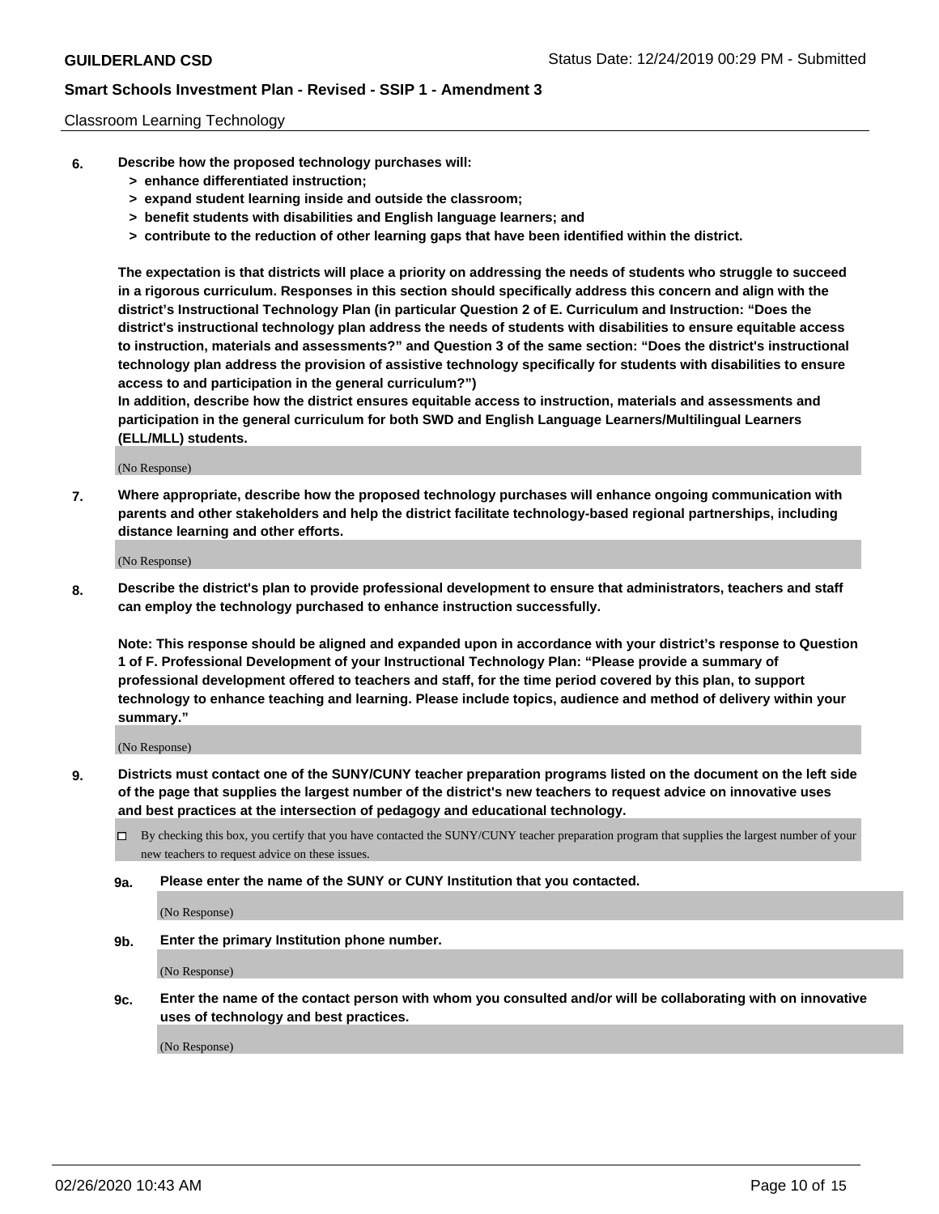Classroom Learning Technology

**6. Describe how the proposed technology purchases will:**
   **> enhance differentiated instruction;**
   **> expand student learning inside and outside the classroom;**
   **> benefit students with disabilities and English language learners; and**
   **> contribute to the reduction of other learning gaps that have been identified within the district.**

**The expectation is that districts will place a priority on addressing the needs of students who struggle to succeed in a rigorous curriculum. Responses in this section should specifically address this concern and align with the district's Instructional Technology Plan (in particular Question 2 of E. Curriculum and Instruction: "Does the district's instructional technology plan address the needs of students with disabilities to ensure equitable access to instruction, materials and assessments?" and Question 3 of the same section: "Does the district's instructional technology plan address the provision of assistive technology specifically for students with disabilities to ensure access to and participation in the general curriculum?")**

**In addition, describe how the district ensures equitable access to instruction, materials and assessments and participation in the general curriculum for both SWD and English Language Learners/Multilingual Learners (ELL/MLL) students.**

(No Response)

**7. Where appropriate, describe how the proposed technology purchases will enhance ongoing communication with parents and other stakeholders and help the district facilitate technology-based regional partnerships, including distance learning and other efforts.**

(No Response)

**8. Describe the district's plan to provide professional development to ensure that administrators, teachers and staff can employ the technology purchased to enhance instruction successfully.**

**Note: This response should be aligned and expanded upon in accordance with your district's response to Question 1 of F. Professional Development of your Instructional Technology Plan: "Please provide a summary of professional development offered to teachers and staff, for the time period covered by this plan, to support technology to enhance teaching and learning. Please include topics, audience and method of delivery within your summary."**

(No Response)

**9. Districts must contact one of the SUNY/CUNY teacher preparation programs listed on the document on the left side of the page that supplies the largest number of the district's new teachers to request advice on innovative uses and best practices at the intersection of pedagogy and educational technology.**

☐ By checking this box, you certify that you have contacted the SUNY/CUNY teacher preparation program that supplies the largest number of your new teachers to request advice on these issues.

**9a. Please enter the name of the SUNY or CUNY Institution that you contacted.**

(No Response)

**9b. Enter the primary Institution phone number.**

(No Response)

**9c. Enter the name of the contact person with whom you consulted and/or will be collaborating with on innovative uses of technology and best practices.**

(No Response)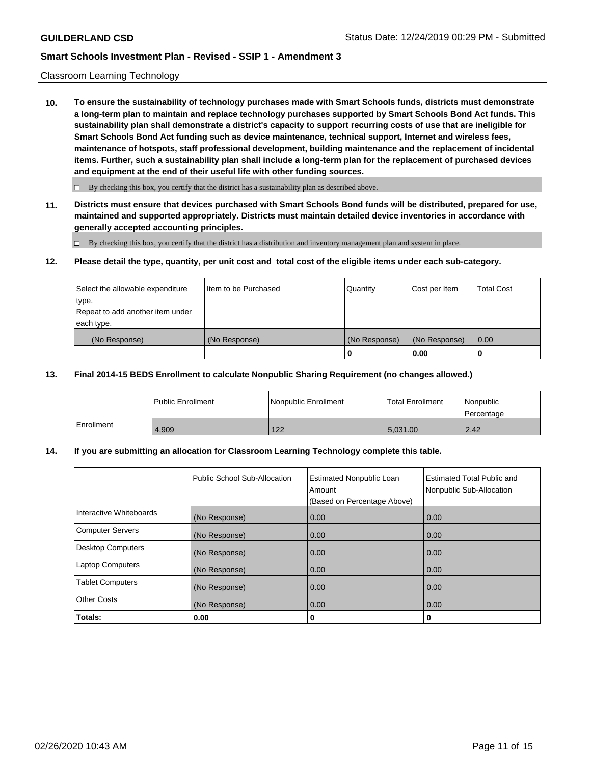Classroom Learning Technology

**10. To ensure the sustainability of technology purchases made with Smart Schools funds, districts must demonstrate a long-term plan to maintain and replace technology purchases supported by Smart Schools Bond Act funds. This sustainability plan shall demonstrate a district's capacity to support recurring costs of use that are ineligible for Smart Schools Bond Act funding such as device maintenance, technical support, Internet and wireless fees, maintenance of hotspots, staff professional development, building maintenance and the replacement of incidental items. Further, such a sustainability plan shall include a long-term plan for the replacement of purchased devices and equipment at the end of their useful life with other funding sources.**

☐ By checking this box, you certify that the district has a sustainability plan as described above.

**11. Districts must ensure that devices purchased with Smart Schools Bond funds will be distributed, prepared for use, maintained and supported appropriately. Districts must maintain detailed device inventories in accordance with generally accepted accounting principles.**

☐ By checking this box, you certify that the district has a distribution and inventory management plan and system in place.

**12. Please detail the type, quantity, per unit cost and total cost of the eligible items under each sub-category.**

| Select the allowable expenditure type. Repeat to add another item under each type. | Item to be Purchased | Quantity | Cost per Item | Total Cost |
|---|---|---|---|---|
| (No Response) | (No Response) | (No Response) | (No Response) | 0.00 |
| | | 0 | 0.00 | 0 |

**13. Final 2014-15 BEDS Enrollment to calculate Nonpublic Sharing Requirement (no changes allowed.)**

| | Public Enrollment | Nonpublic Enrollment | Total Enrollment | Nonpublic Percentage |
|---|---|---|---|---|
| Enrollment | 4,909 | 122 | 5,031.00 | 2.42 |

**14. If you are submitting an allocation for Classroom Learning Technology complete this table.**

| | Public School Sub-Allocation | Estimated Nonpublic Loan Amount (Based on Percentage Above) | Estimated Total Public and Nonpublic Sub-Allocation |
|---|---|---|---|
| Interactive Whiteboards | (No Response) | 0.00 | 0.00 |
| Computer Servers | (No Response) | 0.00 | 0.00 |
| Desktop Computers | (No Response) | 0.00 | 0.00 |
| Laptop Computers | (No Response) | 0.00 | 0.00 |
| Tablet Computers | (No Response) | 0.00 | 0.00 |
| Other Costs | (No Response) | 0.00 | 0.00 |
| **Totals:** | **0.00** | **0** | **0** |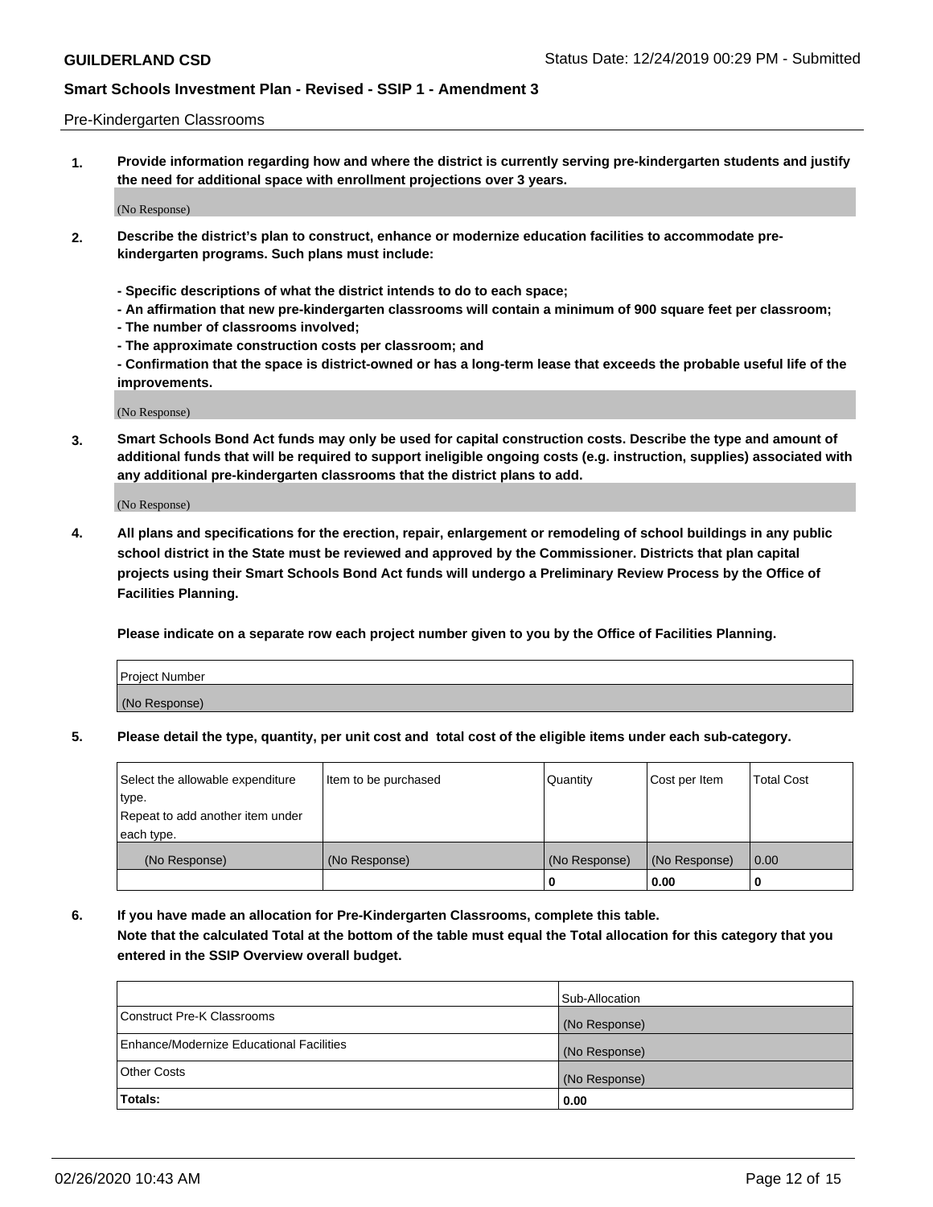Pre-Kindergarten Classrooms

1. **Provide information regarding how and where the district is currently serving pre-kindergarten students and justify the need for additional space with enrollment projections over 3 years.**

(No Response)

2. **Describe the district's plan to construct, enhance or modernize education facilities to accommodate pre-kindergarten programs. Such plans must include:**

   **- Specific descriptions of what the district intends to do to each space;**
   **- An affirmation that new pre-kindergarten classrooms will contain a minimum of 900 square feet per classroom;**
   **- The number of classrooms involved;**
   **- The approximate construction costs per classroom; and**
   **- Confirmation that the space is district-owned or has a long-term lease that exceeds the probable useful life of the improvements.**

(No Response)

3. **Smart Schools Bond Act funds may only be used for capital construction costs. Describe the type and amount of additional funds that will be required to support ineligible ongoing costs (e.g. instruction, supplies) associated with any additional pre-kindergarten classrooms that the district plans to add.**

(No Response)

4. **All plans and specifications for the erection, repair, enlargement or remodeling of school buildings in any public school district in the State must be reviewed and approved by the Commissioner. Districts that plan capital projects using their Smart Schools Bond Act funds will undergo a Preliminary Review Process by the Office of Facilities Planning.**

   **Please indicate on a separate row each project number given to you by the Office of Facilities Planning.**

| Project Number |
|---|
| (No Response) |

5. **Please detail the type, quantity, per unit cost and total cost of the eligible items under each sub-category.**

| Select the allowable expenditure type. Repeat to add another item under each type. | Item to be purchased | Quantity | Cost per Item | Total Cost |
|---|---|---|---|---|
| (No Response) | (No Response) | (No Response) | (No Response) | 0.00 |
| | | 0 | 0.00 | 0 |

6. **If you have made an allocation for Pre-Kindergarten Classrooms, complete this table.**
   **Note that the calculated Total at the bottom of the table must equal the Total allocation for this category that you entered in the SSIP Overview overall budget.**

| | Sub-Allocation |
|---|---|
| Construct Pre-K Classrooms | (No Response) |
| Enhance/Modernize Educational Facilities | (No Response) |
| Other Costs | (No Response) |
| **Totals:** | **0.00** |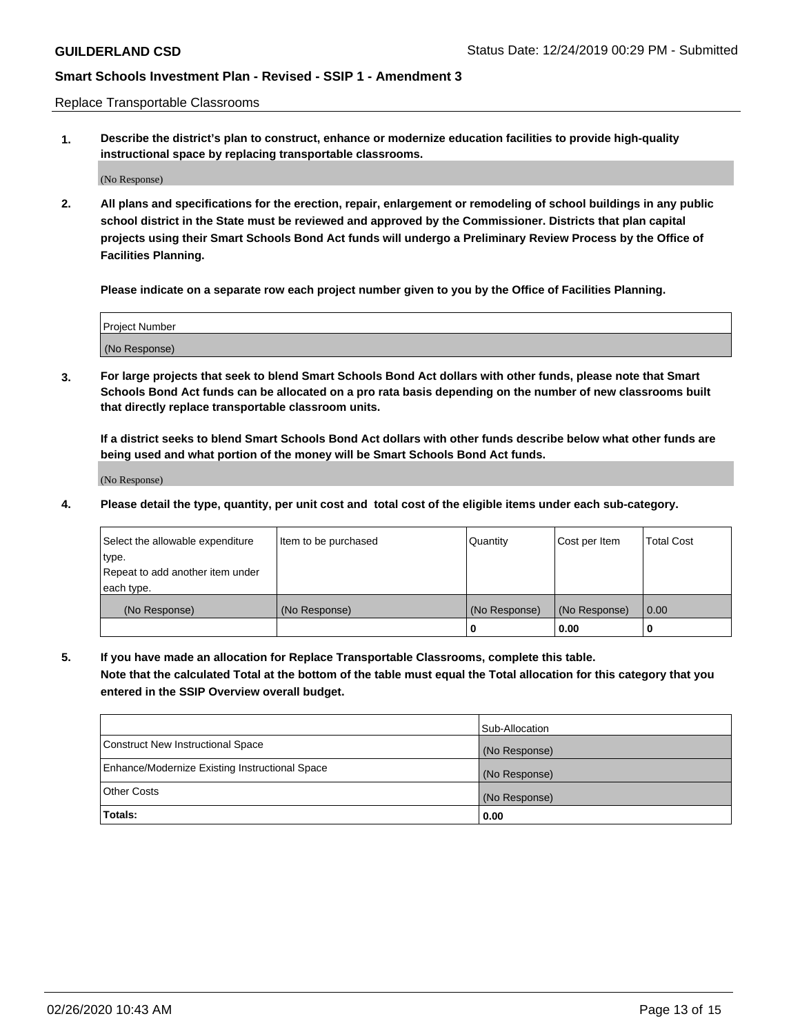Replace Transportable Classrooms

1. **Describe the district's plan to construct, enhance or modernize education facilities to provide high-quality instructional space by replacing transportable classrooms.**

(No Response)

2. **All plans and specifications for the erection, repair, enlargement or remodeling of school buildings in any public school district in the State must be reviewed and approved by the Commissioner. Districts that plan capital projects using their Smart Schools Bond Act funds will undergo a Preliminary Review Process by the Office of Facilities Planning.**

**Please indicate on a separate row each project number given to you by the Office of Facilities Planning.**

| Project Number |
|---|
| (No Response) |

3. **For large projects that seek to blend Smart Schools Bond Act dollars with other funds, please note that Smart Schools Bond Act funds can be allocated on a pro rata basis depending on the number of new classrooms built that directly replace transportable classroom units.**

**If a district seeks to blend Smart Schools Bond Act dollars with other funds describe below what other funds are being used and what portion of the money will be Smart Schools Bond Act funds.**

(No Response)

4. **Please detail the type, quantity, per unit cost and total cost of the eligible items under each sub-category.**

| Select the allowable expenditure type. Repeat to add another item under each type. | Item to be purchased | Quantity | Cost per Item | Total Cost |
|---|---|---|---|---|
| (No Response) | (No Response) | (No Response) | (No Response) | 0.00 |
| | | 0 | 0.00 | 0 |

5. **If you have made an allocation for Replace Transportable Classrooms, complete this table. Note that the calculated Total at the bottom of the table must equal the Total allocation for this category that you entered in the SSIP Overview overall budget.**

| | Sub-Allocation |
|---|---|
| Construct New Instructional Space | (No Response) |
| Enhance/Modernize Existing Instructional Space | (No Response) |
| Other Costs | (No Response) |
| **Totals:** | **0.00** |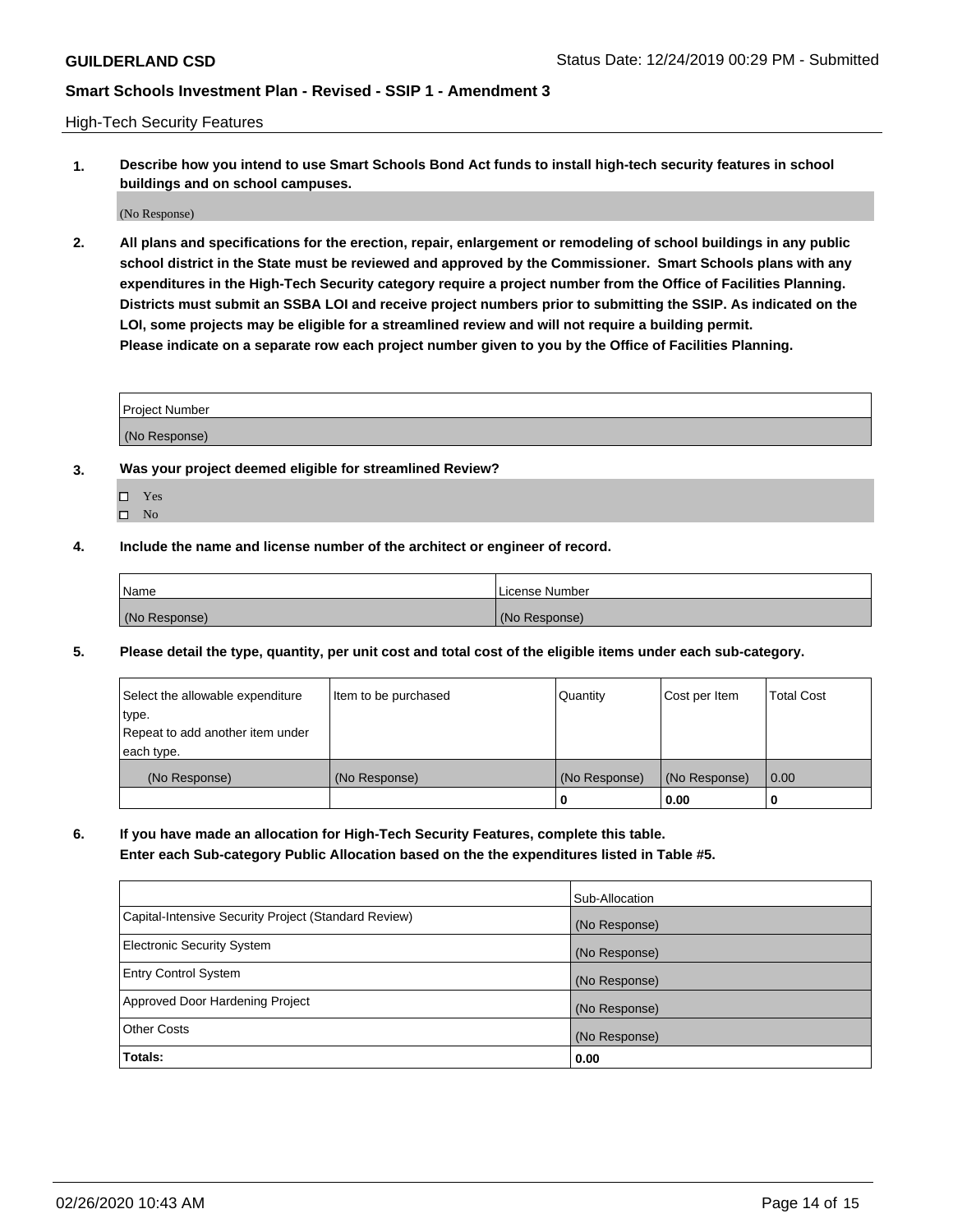High-Tech Security Features

**1. Describe how you intend to use Smart Schools Bond Act funds to install high-tech security features in school buildings and on school campuses.**

(No Response)

**2. All plans and specifications for the erection, repair, enlargement or remodeling of school buildings in any public school district in the State must be reviewed and approved by the Commissioner. Smart Schools plans with any expenditures in the High-Tech Security category require a project number from the Office of Facilities Planning. Districts must submit an SSBA LOI and receive project numbers prior to submitting the SSIP. As indicated on the LOI, some projects may be eligible for a streamlined review and will not require a building permit. Please indicate on a separate row each project number given to you by the Office of Facilities Planning.**

| Project Number |
|---|
| (No Response) |

**3. Was your project deemed eligible for streamlined Review?**

- ☐ Yes
- ☐ No

**4. Include the name and license number of the architect or engineer of record.**

| Name | License Number |
|---|---|
| (No Response) | (No Response) |

**5. Please detail the type, quantity, per unit cost and total cost of the eligible items under each sub-category.**

| Select the allowable expenditure type. Repeat to add another item under each type. | Item to be purchased | Quantity | Cost per Item | Total Cost |
|---|---|---|---|---|
| (No Response) | (No Response) | (No Response) | (No Response) | 0.00 |
| | | 0 | 0.00 | 0 |

**6. If you have made an allocation for High-Tech Security Features, complete this table. Enter each Sub-category Public Allocation based on the the expenditures listed in Table #5.**

| | Sub-Allocation |
|---|---|
| Capital-Intensive Security Project (Standard Review) | (No Response) |
| Electronic Security System | (No Response) |
| Entry Control System | (No Response) |
| Approved Door Hardening Project | (No Response) |
| Other Costs | (No Response) |
| **Totals:** | **0.00** |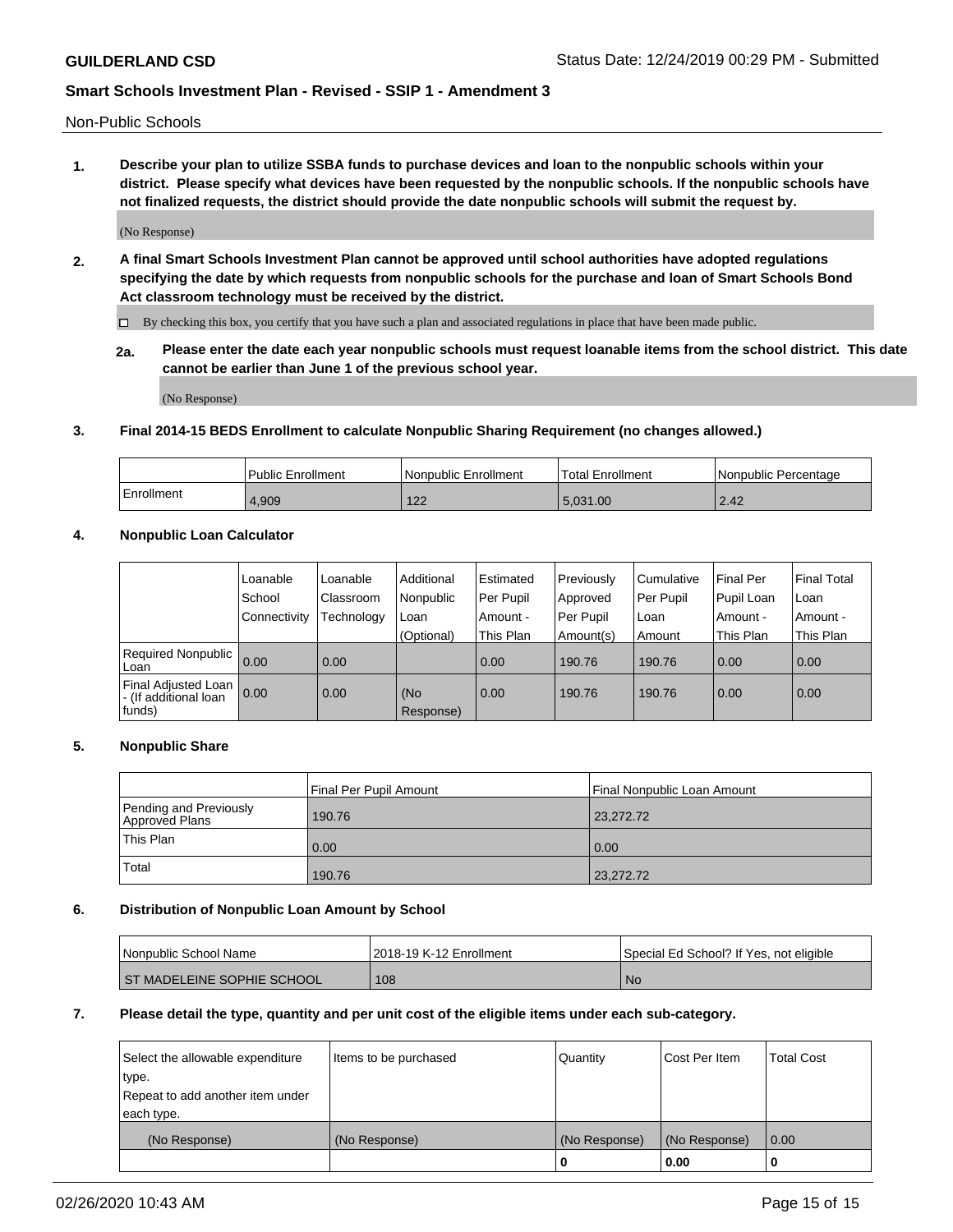Non-Public Schools

**1. Describe your plan to utilize SSBA funds to purchase devices and loan to the nonpublic schools within your district. Please specify what devices have been requested by the nonpublic schools. If the nonpublic schools have not finalized requests, the district should provide the date nonpublic schools will submit the request by.**

(No Response)

**2. A final Smart Schools Investment Plan cannot be approved until school authorities have adopted regulations specifying the date by which requests from nonpublic schools for the purchase and loan of Smart Schools Bond Act classroom technology must be received by the district.**

☐ By checking this box, you certify that you have such a plan and associated regulations in place that have been made public.

**2a. Please enter the date each year nonpublic schools must request loanable items from the school district. This date cannot be earlier than June 1 of the previous school year.**

(No Response)

**3. Final 2014-15 BEDS Enrollment to calculate Nonpublic Sharing Requirement (no changes allowed.)**

| | Public Enrollment | Nonpublic Enrollment | Total Enrollment | Nonpublic Percentage |
|---|---|---|---|---|
| Enrollment | 4,909 | 122 | 5,031.00 | 2.42 |

**4. Nonpublic Loan Calculator**

| | Loanable School Connectivity | Loanable Classroom Technology | Additional Nonpublic Loan (Optional) | Estimated Per Pupil Amount - This Plan | Previously Approved Per Pupil Amount(s) | Cumulative Per Pupil Loan Amount | Final Per Pupil Loan Amount - This Plan | Final Total Loan Amount - This Plan |
|---|---|---|---|---|---|---|---|---|
| Required Nonpublic Loan | 0.00 | 0.00 | | 0.00 | 190.76 | 190.76 | 0.00 | 0.00 |
| Final Adjusted Loan - (If additional loan funds) | 0.00 | 0.00 | (No Response) | 0.00 | 190.76 | 190.76 | 0.00 | 0.00 |

**5. Nonpublic Share**

| | Final Per Pupil Amount | Final Nonpublic Loan Amount |
|---|---|---|
| Pending and Previously Approved Plans | 190.76 | 23,272.72 |
| This Plan | 0.00 | 0.00 |
| Total | 190.76 | 23,272.72 |

**6. Distribution of Nonpublic Loan Amount by School**

| Nonpublic School Name | 2018-19 K-12 Enrollment | Special Ed School? If Yes, not eligible |
|---|---|---|
| ST MADELEINE SOPHIE SCHOOL | 108 | No |

**7. Please detail the type, quantity and per unit cost of the eligible items under each sub-category.**

| Select the allowable expenditure type. Repeat to add another item under each type. | Items to be purchased | Quantity | Cost Per Item | Total Cost |
|---|---|---|---|---|
| (No Response) | (No Response) | (No Response) | (No Response) | 0.00 |
| | | 0 | 0.00 | 0 |